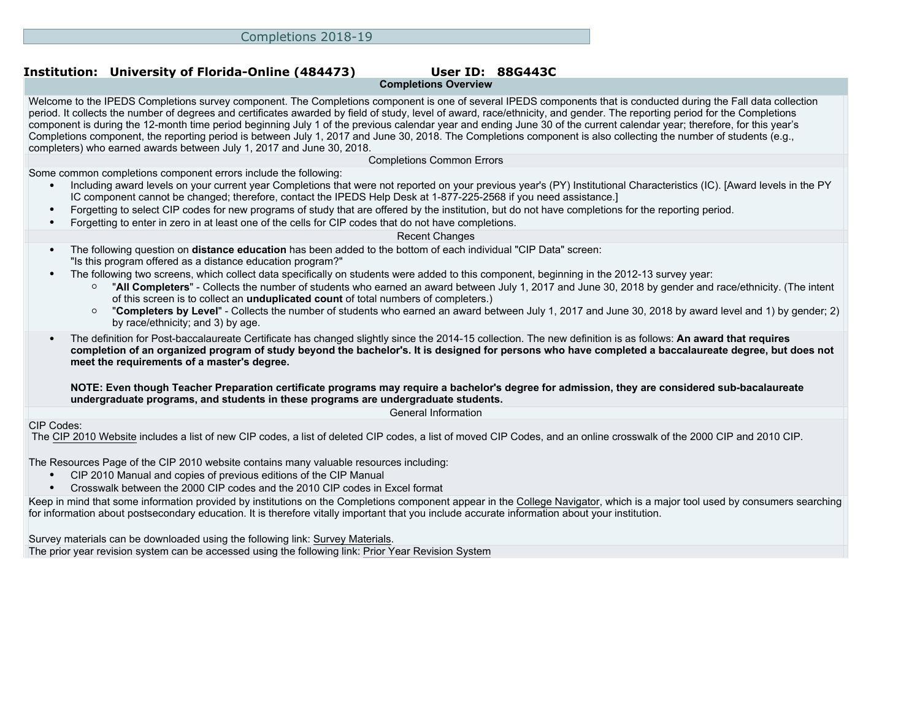# Completions 2018-19

**Institution: University of Florida-Online (484473)** **User ID: 88G443C**

## Completions Overview

Welcome to the IPEDS Completions survey component. The Completions component is one of several IPEDS components that is conducted during the Fall data collection period. It collects the number of degrees and certificates awarded by field of study, level of award, race/ethnicity, and gender. The reporting period for the Completions component is during the 12-month time period beginning July 1 of the previous calendar year and ending June 30 of the current calendar year; therefore, for this year's Completions component, the reporting period is between July 1, 2017 and June 30, 2018. The Completions component is also collecting the number of students (e.g., completers) who earned awards between July 1, 2017 and June 30, 2018.

### Completions Common Errors

Some common completions component errors include the following:

- Including award levels on your current year Completions that were not reported on your previous year's (PY) Institutional Characteristics (IC). [Award levels in the PY IC component cannot be changed; therefore, contact the IPEDS Help Desk at 1-877-225-2568 if you need assistance.]
- Forgetting to select CIP codes for new programs of study that are offered by the institution, but do not have completions for the reporting period.
- Forgetting to enter in zero in at least one of the cells for CIP codes that do not have completions.

### Recent Changes

- The following question on **distance education** has been added to the bottom of each individual "CIP Data" screen:
  "Is this program offered as a distance education program?"
- The following two screens, which collect data specifically on students were added to this component, beginning in the 2012-13 survey year:
  - "**All Completers**" - Collects the number of students who earned an award between July 1, 2017 and June 30, 2018 by gender and race/ethnicity. (The intent of this screen is to collect an **unduplicated count** of total numbers of completers.)
  - "**Completers by Level**" - Collects the number of students who earned an award between July 1, 2017 and June 30, 2018 by award level and 1) by gender; 2) by race/ethnicity; and 3) by age.
- The definition for Post-baccalaureate Certificate has changed slightly since the 2014-15 collection. The new definition is as follows: **An award that requires completion of an organized program of study beyond the bachelor's. It is designed for persons who have completed a baccalaureate degree, but does not meet the requirements of a master's degree.**

  **NOTE: Even though Teacher Preparation certificate programs may require a bachelor's degree for admission, they are considered sub-bacalaureate undergraduate programs, and students in these programs are undergraduate students.**

### General Information

CIP Codes:
The CIP 2010 Website includes a list of new CIP codes, a list of deleted CIP codes, a list of moved CIP Codes, and an online crosswalk of the 2000 CIP and 2010 CIP.

The Resources Page of the CIP 2010 website contains many valuable resources including:

- CIP 2010 Manual and copies of previous editions of the CIP Manual
- Crosswalk between the 2000 CIP codes and the 2010 CIP codes in Excel format

Keep in mind that some information provided by institutions on the Completions component appear in the College Navigator, which is a major tool used by consumers searching for information about postsecondary education. It is therefore vitally important that you include accurate information about your institution.

Survey materials can be downloaded using the following link: Survey Materials.

The prior year revision system can be accessed using the following link: Prior Year Revision System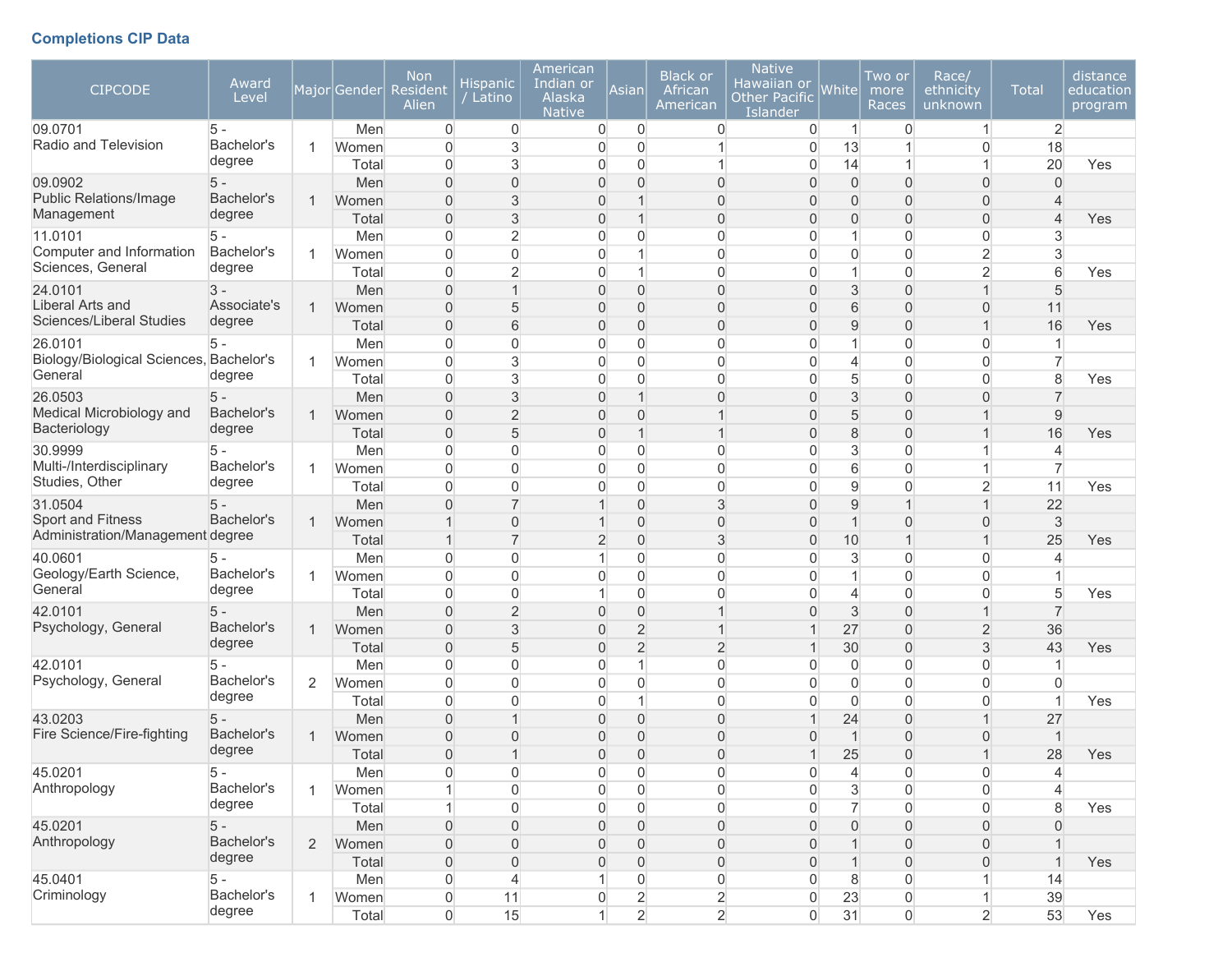### Completions CIP Data

| CIPCODE | Award Level | Major | Gender | Non Resident Alien | Hispanic / Latino | American Indian or Alaska Native | Asian | Black or African American | Native Hawaiian or Other Pacific Islander | White | Two or more Races | Race/ ethnicity unknown | Total | distance education program |
|---|---|---|---|---|---|---|---|---|---|---|---|---|---|---|
| 09.0701 Radio and Television | 5 - Bachelor's degree | 1 | Men | 0 | 0 | 0 | 0 | 0 | 0 | 1 | 0 | 1 | 2 | |
| | | | Women | 0 | 3 | 0 | 0 | 1 | 0 | 13 | 1 | 0 | 18 | |
| | | | Total | 0 | 3 | 0 | 0 | 1 | 0 | 14 | 1 | 1 | 20 | Yes |
| 09.0902 Public Relations/Image Management | 5 - Bachelor's degree | 1 | Men | 0 | 0 | 0 | 0 | 0 | 0 | 0 | 0 | 0 | 0 | |
| | | | Women | 0 | 3 | 0 | 1 | 0 | 0 | 0 | 0 | 0 | 4 | |
| | | | Total | 0 | 3 | 0 | 1 | 0 | 0 | 0 | 0 | 0 | 4 | Yes |
| 11.0101 Computer and Information Sciences, General | 5 - Bachelor's degree | 1 | Men | 0 | 2 | 0 | 0 | 0 | 0 | 1 | 0 | 0 | 3 | |
| | | | Women | 0 | 0 | 0 | 1 | 0 | 0 | 0 | 0 | 2 | 3 | |
| | | | Total | 0 | 2 | 0 | 1 | 0 | 0 | 1 | 0 | 2 | 6 | Yes |
| 24.0101 Liberal Arts and Sciences/Liberal Studies | 3 - Associate's degree | 1 | Men | 0 | 1 | 0 | 0 | 0 | 0 | 3 | 0 | 1 | 5 | |
| | | | Women | 0 | 5 | 0 | 0 | 0 | 0 | 6 | 0 | 0 | 11 | |
| | | | Total | 0 | 6 | 0 | 0 | 0 | 0 | 9 | 0 | 1 | 16 | Yes |
| 26.0101 Biology/Biological Sciences, General | 5 - Bachelor's degree | 1 | Men | 0 | 0 | 0 | 0 | 0 | 0 | 1 | 0 | 0 | 1 | |
| | | | Women | 0 | 3 | 0 | 0 | 0 | 0 | 4 | 0 | 0 | 7 | |
| | | | Total | 0 | 3 | 0 | 0 | 0 | 0 | 5 | 0 | 0 | 8 | Yes |
| 26.0503 Medical Microbiology and Bacteriology | 5 - Bachelor's degree | 1 | Men | 0 | 3 | 0 | 1 | 0 | 0 | 3 | 0 | 0 | 7 | |
| | | | Women | 0 | 2 | 0 | 0 | 1 | 0 | 5 | 0 | 1 | 9 | |
| | | | Total | 0 | 5 | 0 | 1 | 1 | 0 | 8 | 0 | 1 | 16 | Yes |
| 30.9999 Multi-/Interdisciplinary Studies, Other | 5 - Bachelor's degree | 1 | Men | 0 | 0 | 0 | 0 | 0 | 0 | 3 | 0 | 1 | 4 | |
| | | | Women | 0 | 0 | 0 | 0 | 0 | 0 | 6 | 0 | 1 | 7 | |
| | | | Total | 0 | 0 | 0 | 0 | 0 | 0 | 9 | 0 | 2 | 11 | Yes |
| 31.0504 Sport and Fitness Administration/Management | 5 - Bachelor's degree | 1 | Men | 0 | 7 | 1 | 0 | 3 | 0 | 9 | 1 | 1 | 22 | |
| | | | Women | 1 | 0 | 1 | 0 | 0 | 0 | 1 | 0 | 0 | 3 | |
| | | | Total | 1 | 7 | 2 | 0 | 3 | 0 | 10 | 1 | 1 | 25 | Yes |
| 40.0601 Geology/Earth Science, General | 5 - Bachelor's degree | 1 | Men | 0 | 0 | 1 | 0 | 0 | 0 | 3 | 0 | 0 | 4 | |
| | | | Women | 0 | 0 | 0 | 0 | 0 | 0 | 1 | 0 | 0 | 1 | |
| | | | Total | 0 | 0 | 1 | 0 | 0 | 0 | 4 | 0 | 0 | 5 | Yes |
| 42.0101 Psychology, General | 5 - Bachelor's degree | 1 | Men | 0 | 2 | 0 | 0 | 1 | 0 | 3 | 0 | 1 | 7 | |
| | | | Women | 0 | 3 | 0 | 2 | 1 | 1 | 27 | 0 | 2 | 36 | |
| | | | Total | 0 | 5 | 0 | 2 | 2 | 1 | 30 | 0 | 3 | 43 | Yes |
| 42.0101 Psychology, General | 5 - Bachelor's degree | 2 | Men | 0 | 0 | 0 | 1 | 0 | 0 | 0 | 0 | 0 | 1 | |
| | | | Women | 0 | 0 | 0 | 0 | 0 | 0 | 0 | 0 | 0 | 0 | |
| | | | Total | 0 | 0 | 0 | 1 | 0 | 0 | 0 | 0 | 0 | 1 | Yes |
| 43.0203 Fire Science/Fire-fighting | 5 - Bachelor's degree | 1 | Men | 0 | 1 | 0 | 0 | 0 | 1 | 24 | 0 | 1 | 27 | |
| | | | Women | 0 | 0 | 0 | 0 | 0 | 0 | 1 | 0 | 0 | 1 | |
| | | | Total | 0 | 1 | 0 | 0 | 0 | 1 | 25 | 0 | 1 | 28 | Yes |
| 45.0201 Anthropology | 5 - Bachelor's degree | 1 | Men | 0 | 0 | 0 | 0 | 0 | 0 | 4 | 0 | 0 | 4 | |
| | | | Women | 1 | 0 | 0 | 0 | 0 | 0 | 3 | 0 | 0 | 4 | |
| | | | Total | 1 | 0 | 0 | 0 | 0 | 0 | 7 | 0 | 0 | 8 | Yes |
| 45.0201 Anthropology | 5 - Bachelor's degree | 2 | Men | 0 | 0 | 0 | 0 | 0 | 0 | 0 | 0 | 0 | 0 | |
| | | | Women | 0 | 0 | 0 | 0 | 0 | 0 | 1 | 0 | 0 | 1 | |
| | | | Total | 0 | 0 | 0 | 0 | 0 | 0 | 1 | 0 | 0 | 1 | Yes |
| 45.0401 Criminology | 5 - Bachelor's degree | 1 | Men | 0 | 4 | 1 | 0 | 0 | 0 | 8 | 0 | 1 | 14 | |
| | | | Women | 0 | 11 | 0 | 2 | 2 | 0 | 23 | 0 | 1 | 39 | |
| | | | Total | 0 | 15 | 1 | 2 | 2 | 0 | 31 | 0 | 2 | 53 | Yes |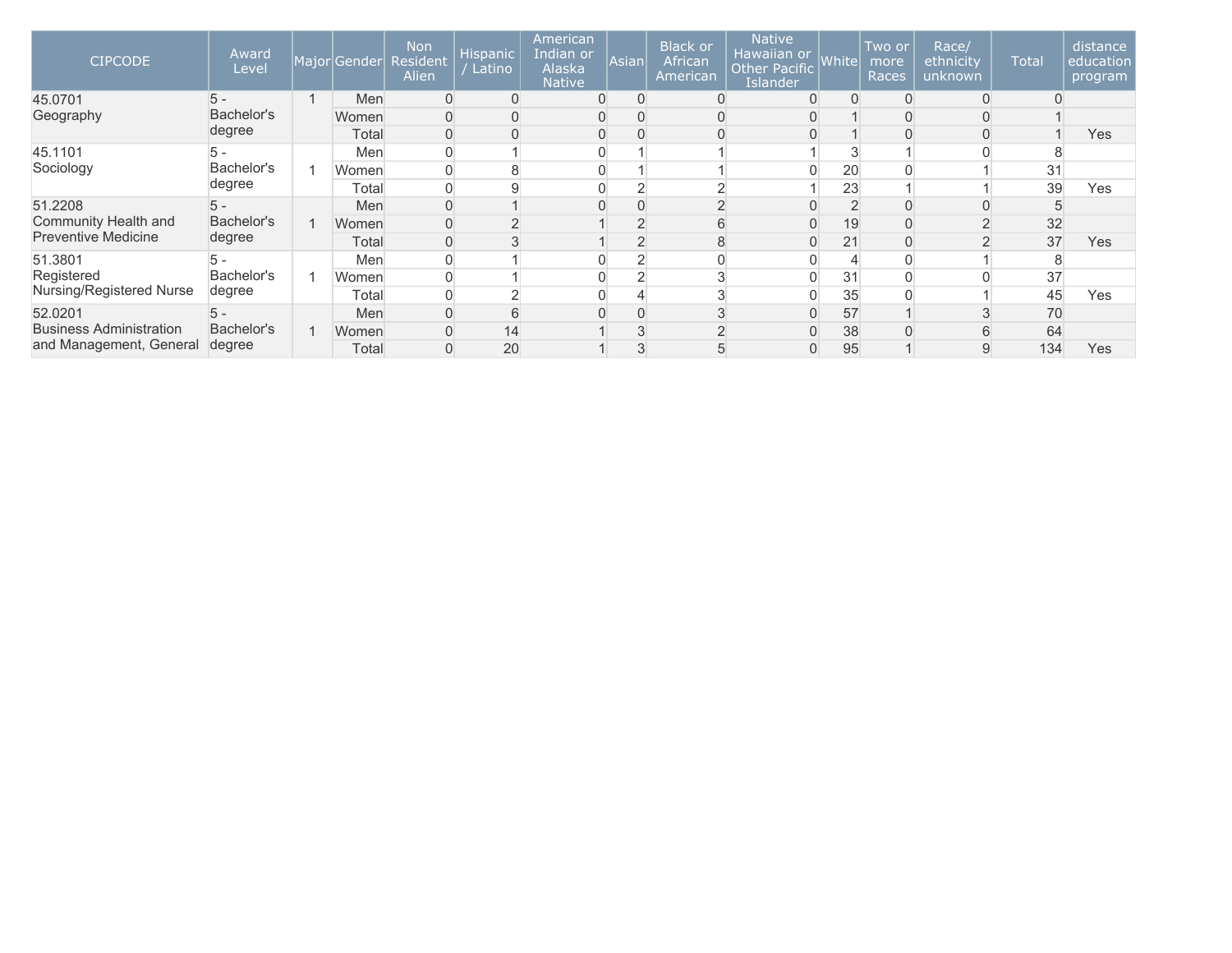| CIPCODE | Award Level | Major | Gender | Non Resident Alien | Hispanic / Latino | American Indian or Alaska Native | Asian | Black or African American | Native Hawaiian or Other Pacific Islander | White | Two or more Races | Race/ ethnicity unknown | Total | distance education program |
|---|---|---|---|---|---|---|---|---|---|---|---|---|---|---|
| 45.0701 Geography | 5 - Bachelor's degree | 1 | Men | 0 | 0 | 0 | 0 | 0 | 0 | 0 | 0 | 0 | 0 | |
| | | | Women | 0 | 0 | 0 | 0 | 0 | 0 | 1 | 0 | 0 | 1 | |
| | | | Total | 0 | 0 | 0 | 0 | 0 | 0 | 1 | 0 | 0 | 1 | Yes |
| 45.1101 Sociology | 5 - Bachelor's degree | 1 | Men | 0 | 1 | 0 | 1 | 1 | 1 | 3 | 1 | 0 | 8 | |
| | | | Women | 0 | 8 | 0 | 1 | 1 | 0 | 20 | 0 | 1 | 31 | |
| | | | Total | 0 | 9 | 0 | 2 | 2 | 1 | 23 | 1 | 1 | 39 | Yes |
| 51.2208 Community Health and Preventive Medicine | 5 - Bachelor's degree | 1 | Men | 0 | 1 | 0 | 0 | 2 | 0 | 2 | 0 | 0 | 5 | |
| | | | Women | 0 | 2 | 1 | 2 | 6 | 0 | 19 | 0 | 2 | 32 | |
| | | | Total | 0 | 3 | 1 | 2 | 8 | 0 | 21 | 0 | 2 | 37 | Yes |
| 51.3801 Registered Nursing/Registered Nurse | 5 - Bachelor's degree | 1 | Men | 0 | 1 | 0 | 2 | 0 | 0 | 4 | 0 | 1 | 8 | |
| | | | Women | 0 | 1 | 0 | 2 | 3 | 0 | 31 | 0 | 0 | 37 | |
| | | | Total | 0 | 2 | 0 | 4 | 3 | 0 | 35 | 0 | 1 | 45 | Yes |
| 52.0201 Business Administration and Management, General | 5 - Bachelor's degree | 1 | Men | 0 | 6 | 0 | 0 | 3 | 0 | 57 | 1 | 3 | 70 | |
| | | | Women | 0 | 14 | 1 | 3 | 2 | 0 | 38 | 0 | 6 | 64 | |
| | | | Total | 0 | 20 | 1 | 3 | 5 | 0 | 95 | 1 | 9 | 134 | Yes |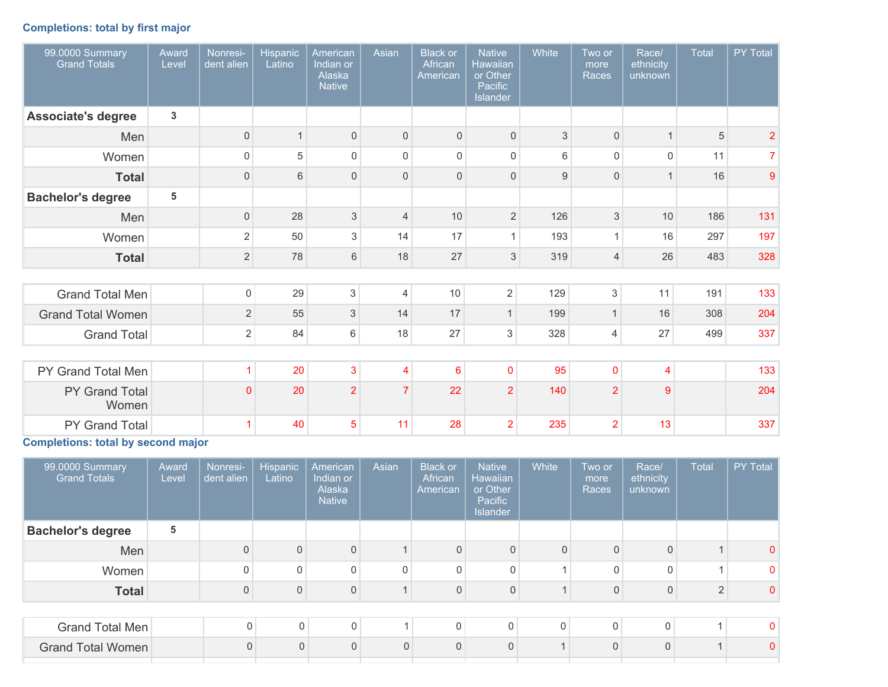### Completions: total by first major

| 99.0000 Summary Grand Totals | Award Level | Nonresident alien | Hispanic Latino | American Indian or Alaska Native | Asian | Black or African American | Native Hawaiian or Other Pacific Islander | White | Two or more Races | Race/ethnicity unknown | Total | PY Total |
|---|---|---|---|---|---|---|---|---|---|---|---|---|
| **Associate's degree** | 3 | | | | | | | | | | | |
| Men | | 0 | 1 | 0 | 0 | 0 | 0 | 3 | 0 | 1 | 5 | 2 |
| Women | | 0 | 5 | 0 | 0 | 0 | 0 | 6 | 0 | 0 | 11 | 7 |
| **Total** | | 0 | 6 | 0 | 0 | 0 | 0 | 9 | 0 | 1 | 16 | 9 |
| **Bachelor's degree** | 5 | | | | | | | | | | | |
| Men | | 0 | 28 | 3 | 4 | 10 | 2 | 126 | 3 | 10 | 186 | 131 |
| Women | | 2 | 50 | 3 | 14 | 17 | 1 | 193 | 1 | 16 | 297 | 197 |
| **Total** | | 2 | 78 | 6 | 18 | 27 | 3 | 319 | 4 | 26 | 483 | 328 |
| Grand Total Men | | 0 | 29 | 3 | 4 | 10 | 2 | 129 | 3 | 11 | 191 | 133 |
| Grand Total Women | | 2 | 55 | 3 | 14 | 17 | 1 | 199 | 1 | 16 | 308 | 204 |
| Grand Total | | 2 | 84 | 6 | 18 | 27 | 3 | 328 | 4 | 27 | 499 | 337 |
| PY Grand Total Men | | 1 | 20 | 3 | 4 | 6 | 0 | 95 | 0 | 4 | | 133 |
| PY Grand Total Women | | 0 | 20 | 2 | 7 | 22 | 2 | 140 | 2 | 9 | | 204 |
| PY Grand Total | | 1 | 40 | 5 | 11 | 28 | 2 | 235 | 2 | 13 | | 337 |

### Completions: total by second major

| 99.0000 Summary Grand Totals | Award Level | Nonresident alien | Hispanic Latino | American Indian or Alaska Native | Asian | Black or African American | Native Hawaiian or Other Pacific Islander | White | Two or more Races | Race/ethnicity unknown | Total | PY Total |
|---|---|---|---|---|---|---|---|---|---|---|---|---|
| **Bachelor's degree** | 5 | | | | | | | | | | | |
| Men | | 0 | 0 | 0 | 1 | 0 | 0 | 0 | 0 | 0 | 1 | 0 |
| Women | | 0 | 0 | 0 | 0 | 0 | 0 | 1 | 0 | 0 | 1 | 0 |
| **Total** | | 0 | 0 | 0 | 1 | 0 | 0 | 1 | 0 | 0 | 2 | 0 |
| Grand Total Men | | 0 | 0 | 0 | 1 | 0 | 0 | 0 | 0 | 0 | 1 | 0 |
| Grand Total Women | | 0 | 0 | 0 | 0 | 0 | 0 | 1 | 0 | 0 | 1 | 0 |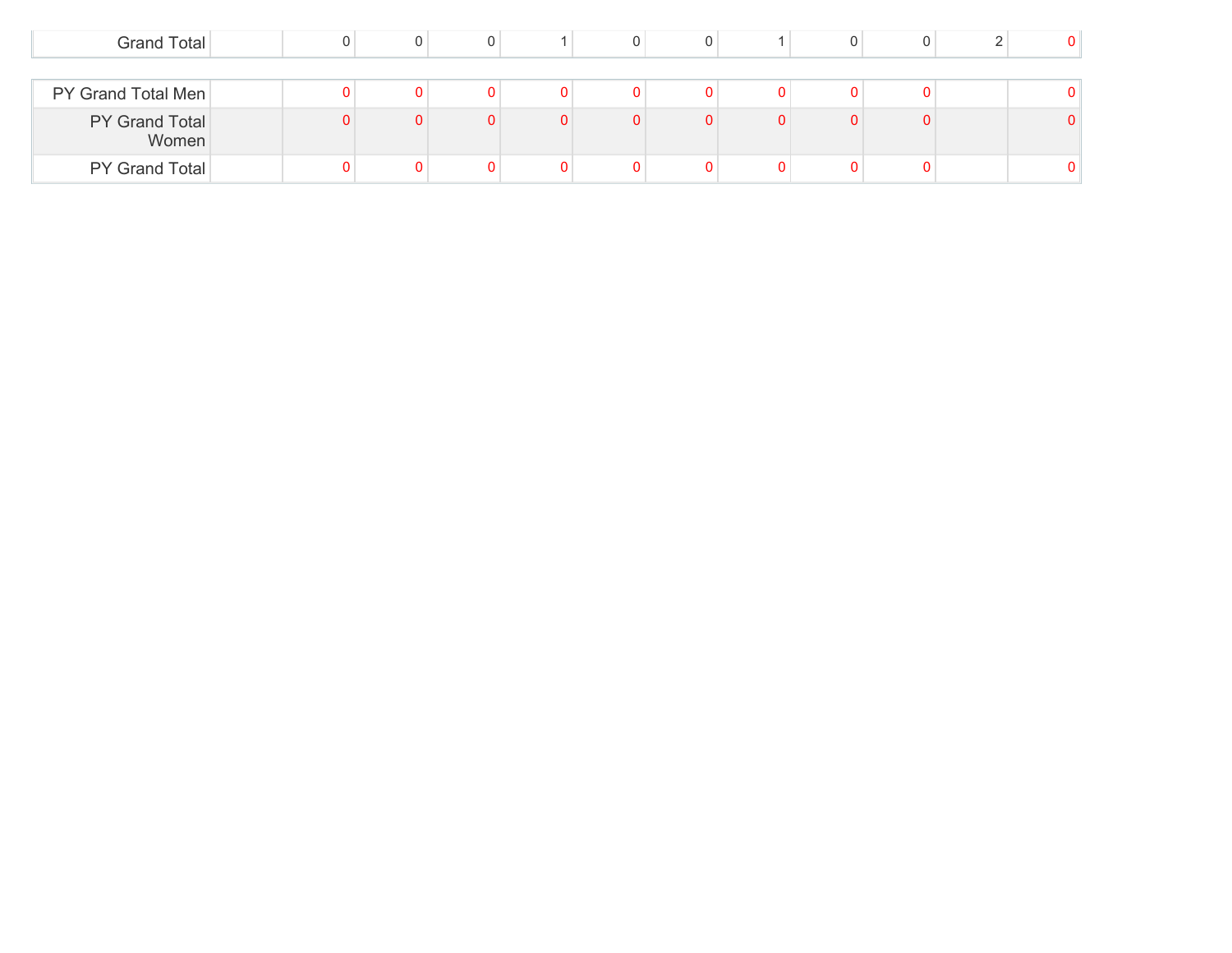| | | | | | | | | | | | |
|---|---|---|---|---|---|---|---|---|---|---|---|
| Grand Total | | 0 | 0 | 0 | 1 | 0 | 0 | 1 | 0 | 0 | 2 | 0 |

| | | | | | | | | | | | |
|---|---|---|---|---|---|---|---|---|---|---|---|
| PY Grand Total Men | | 0 | 0 | 0 | 0 | 0 | 0 | 0 | 0 | 0 | | 0 |
| PY Grand Total Women | | 0 | 0 | 0 | 0 | 0 | 0 | 0 | 0 | 0 | | 0 |
| PY Grand Total | | 0 | 0 | 0 | 0 | 0 | 0 | 0 | 0 | 0 | | 0 |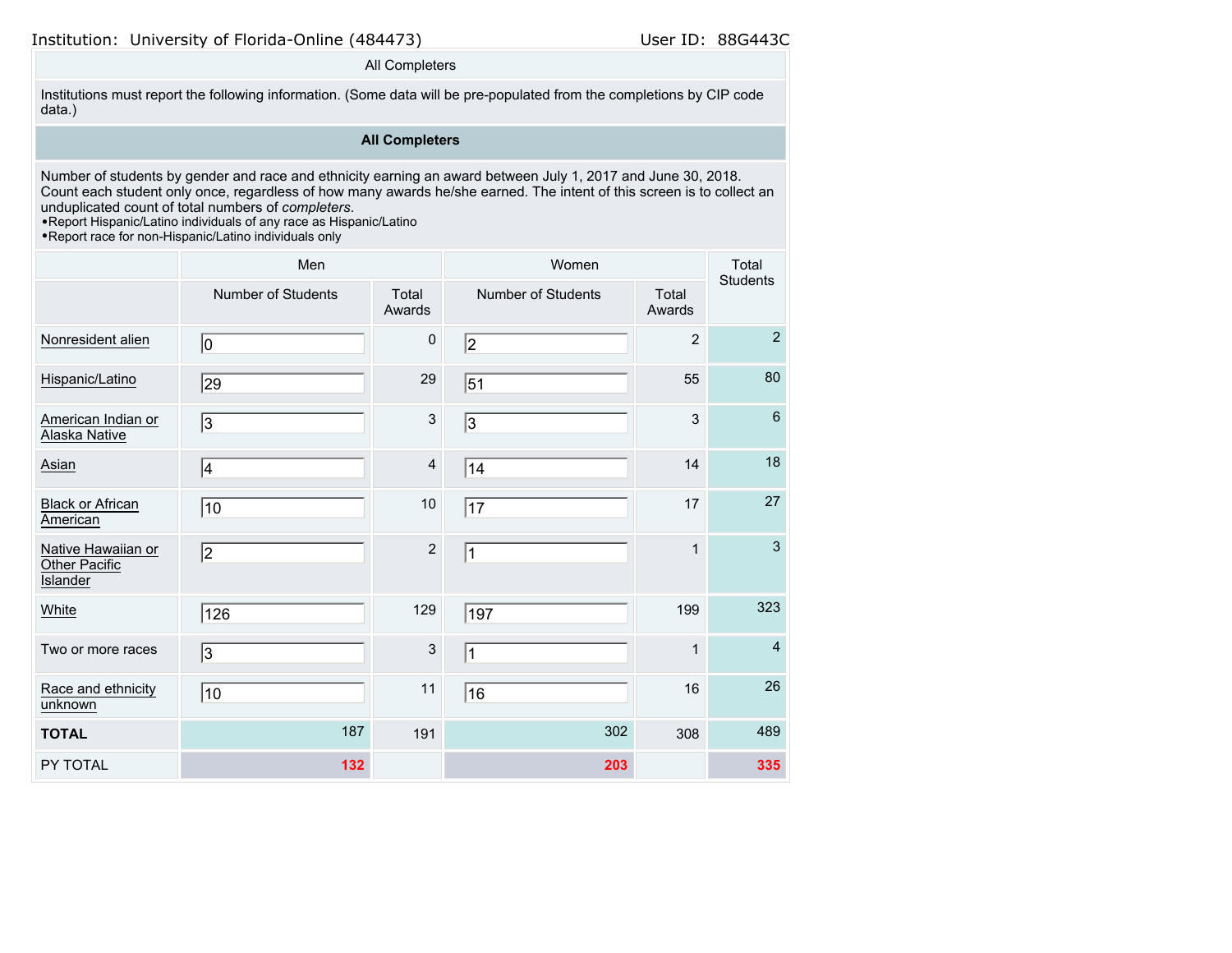Institution: University of Florida-Online (484473)

User ID: 88G443C

All Completers

Institutions must report the following information. (Some data will be pre-populated from the completions by CIP code data.)

**All Completers**

Number of students by gender and race and ethnicity earning an award between July 1, 2017 and June 30, 2018. Count each student only once, regardless of how many awards he/she earned. The intent of this screen is to collect an unduplicated count of total numbers of *completers*.
- Report Hispanic/Latino individuals of any race as Hispanic/Latino
- Report race for non-Hispanic/Latino individuals only

| | Men | | Women | | Total Students |
|---|---|---|---|---|---|
| | Number of Students | Total Awards | Number of Students | Total Awards | |
| Nonresident alien | 0 | 0 | 2 | 2 | 2 |
| Hispanic/Latino | 29 | 29 | 51 | 55 | 80 |
| American Indian or Alaska Native | 3 | 3 | 3 | 3 | 6 |
| Asian | 4 | 4 | 14 | 14 | 18 |
| Black or African American | 10 | 10 | 17 | 17 | 27 |
| Native Hawaiian or Other Pacific Islander | 2 | 2 | 1 | 1 | 3 |
| White | 126 | 129 | 197 | 199 | 323 |
| Two or more races | 3 | 3 | 1 | 1 | 4 |
| Race and ethnicity unknown | 10 | 11 | 16 | 16 | 26 |
| **TOTAL** | 187 | 191 | 302 | 308 | 489 |
| PY TOTAL | 132 | | 203 | | 335 |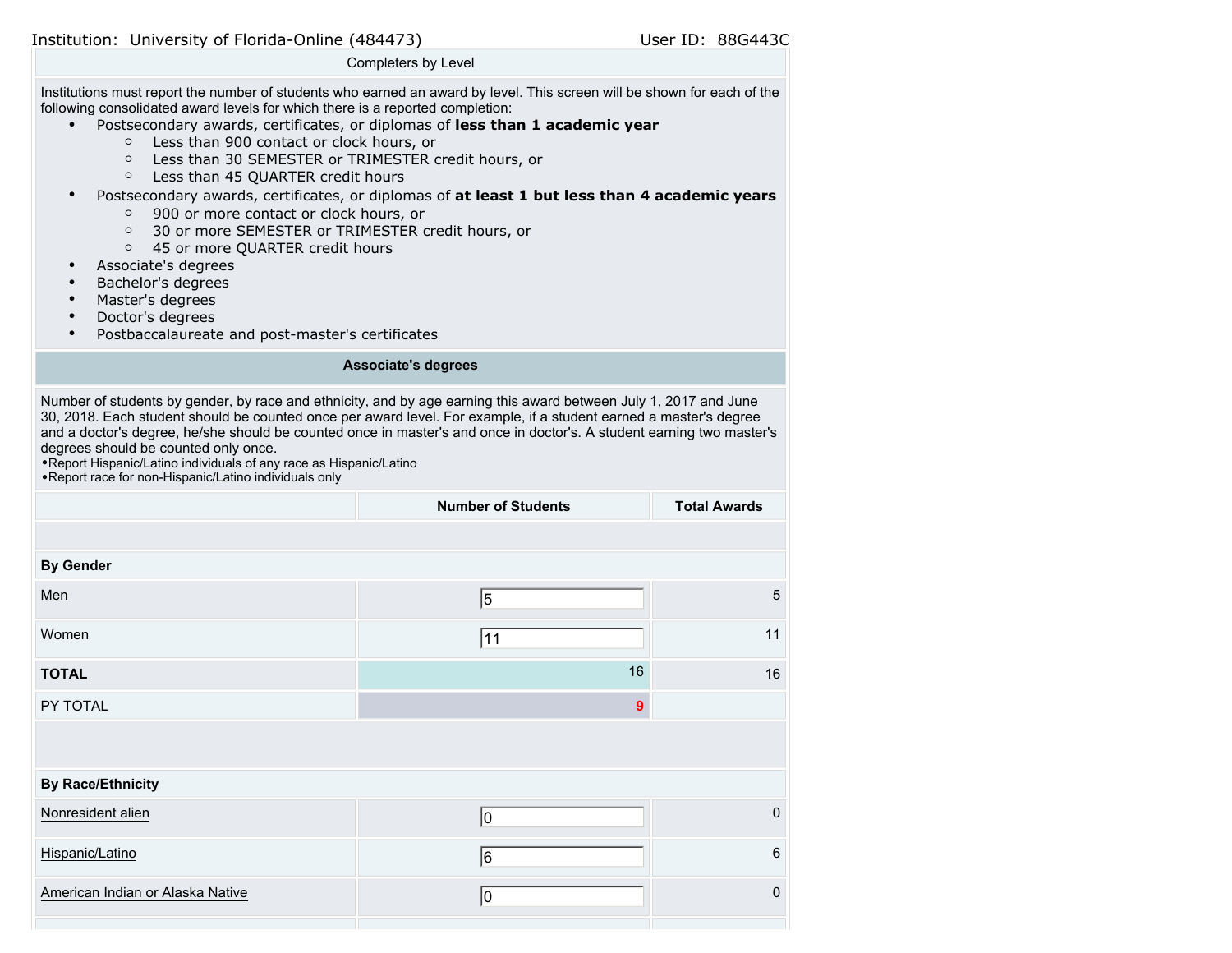Institution: University of Florida-Online (484473) User ID: 88G443C

## Completers by Level

Institutions must report the number of students who earned an award by level. This screen will be shown for each of the following consolidated award levels for which there is a reported completion:

- Postsecondary awards, certificates, or diplomas of **less than 1 academic year**
  - Less than 900 contact or clock hours, or
  - Less than 30 SEMESTER or TRIMESTER credit hours, or
  - Less than 45 QUARTER credit hours
- Postsecondary awards, certificates, or diplomas of **at least 1 but less than 4 academic years**
  - 900 or more contact or clock hours, or
  - 30 or more SEMESTER or TRIMESTER credit hours, or
  - 45 or more QUARTER credit hours
- Associate's degrees
- Bachelor's degrees
- Master's degrees
- Doctor's degrees
- Postbaccalaureate and post-master's certificates

### Associate's degrees

Number of students by gender, by race and ethnicity, and by age earning this award between July 1, 2017 and June 30, 2018. Each student should be counted once per award level. For example, if a student earned a master's degree and a doctor's degree, he/she should be counted once in master's and once in doctor's. A student earning two master's degrees should be counted only once.
•Report Hispanic/Latino individuals of any race as Hispanic/Latino
•Report race for non-Hispanic/Latino individuals only

| | Number of Students | Total Awards |
|---|---|---|
| **By Gender** | | |
| Men | 5 | 5 |
| Women | 11 | 11 |
| **TOTAL** | 16 | 16 |
| PY TOTAL | 9 | |
| **By Race/Ethnicity** | | |
| Nonresident alien | 0 | 0 |
| Hispanic/Latino | 6 | 6 |
| American Indian or Alaska Native | 0 | 0 |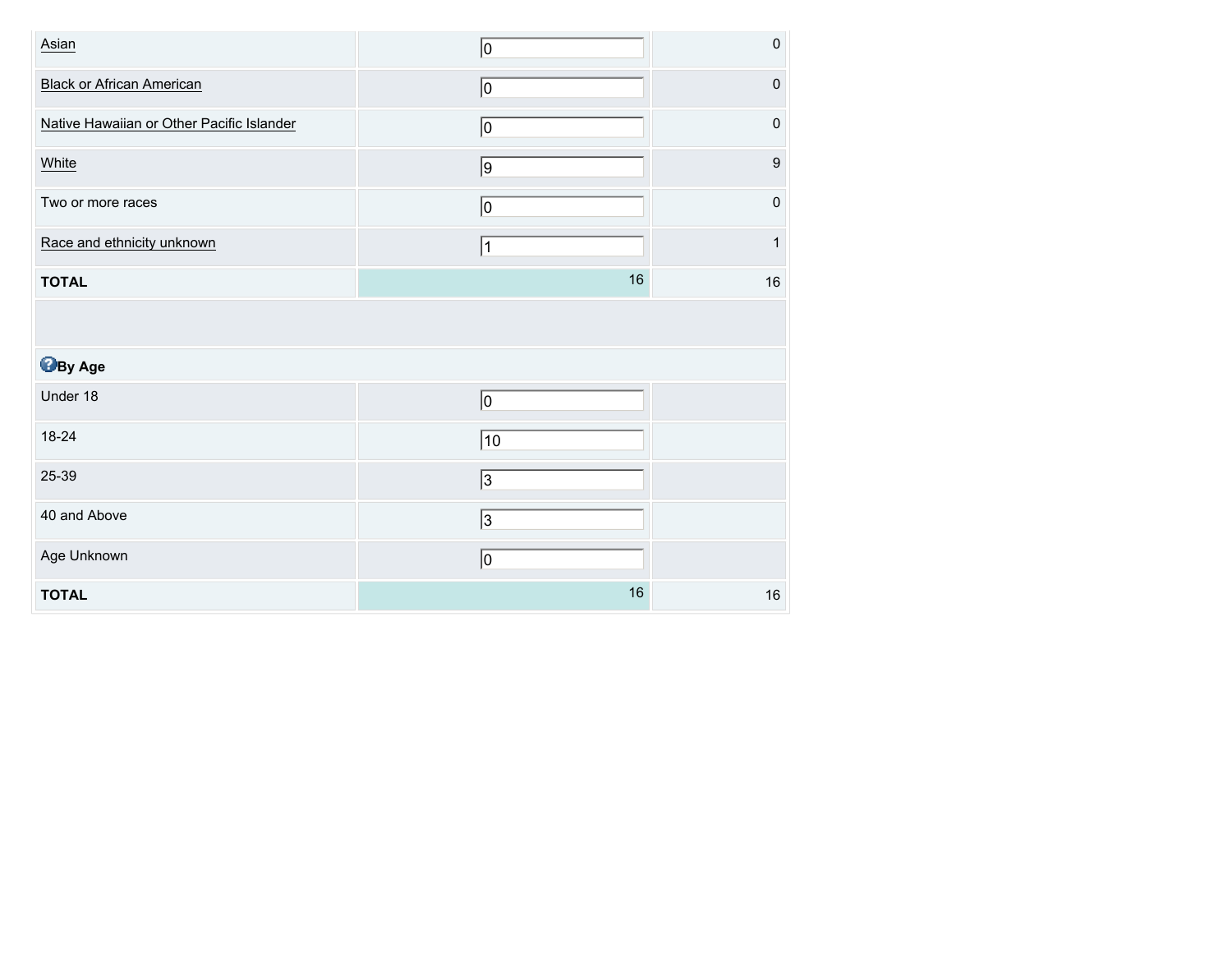| | | |
|---|---|---|
| Asian | 0 | 0 |
| Black or African American | 0 | 0 |
| Native Hawaiian or Other Pacific Islander | 0 | 0 |
| White | 9 | 9 |
| Two or more races | 0 | 0 |
| Race and ethnicity unknown | 1 | 1 |
| **TOTAL** | 16 | 16 |

| **By Age** | | |
|---|---|---|
| Under 18 | 0 | |
| 18-24 | 10 | |
| 25-39 | 3 | |
| 40 and Above | 3 | |
| Age Unknown | 0 | |
| **TOTAL** | 16 | 16 |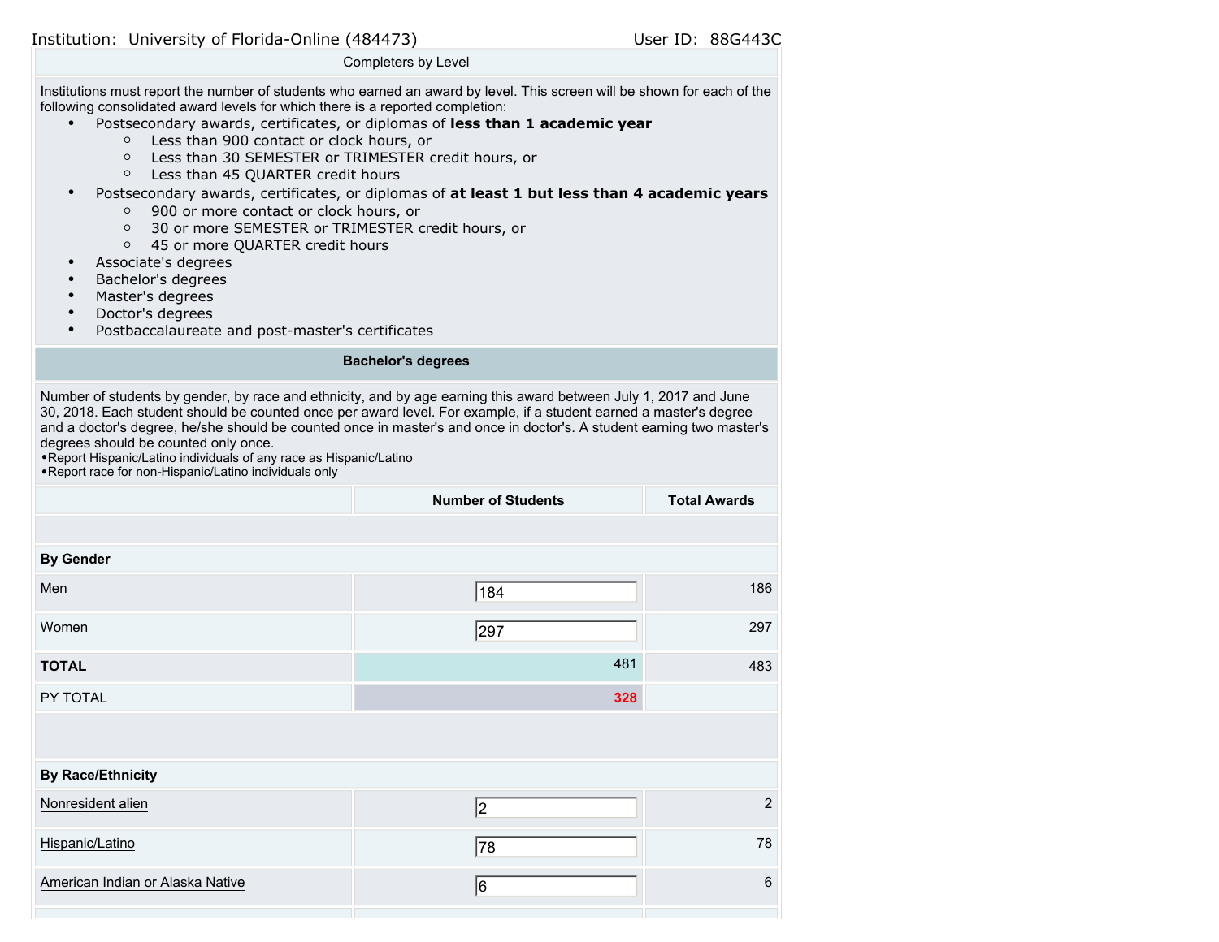Institution: University of Florida-Online (484473) User ID: 88G443C

## Completers by Level

Institutions must report the number of students who earned an award by level. This screen will be shown for each of the following consolidated award levels for which there is a reported completion:

- Postsecondary awards, certificates, or diplomas of **less than 1 academic year**
  - Less than 900 contact or clock hours, or
  - Less than 30 SEMESTER or TRIMESTER credit hours, or
  - Less than 45 QUARTER credit hours
- Postsecondary awards, certificates, or diplomas of **at least 1 but less than 4 academic years**
  - 900 or more contact or clock hours, or
  - 30 or more SEMESTER or TRIMESTER credit hours, or
  - 45 or more QUARTER credit hours
- Associate's degrees
- Bachelor's degrees
- Master's degrees
- Doctor's degrees
- Postbaccalaureate and post-master's certificates

### Bachelor's degrees

Number of students by gender, by race and ethnicity, and by age earning this award between July 1, 2017 and June 30, 2018. Each student should be counted once per award level. For example, if a student earned a master's degree and a doctor's degree, he/she should be counted once in master's and once in doctor's. A student earning two master's degrees should be counted only once.

- Report Hispanic/Latino individuals of any race as Hispanic/Latino
- Report race for non-Hispanic/Latino individuals only

| | Number of Students | Total Awards |
|---|---|---|
| **By Gender** | | |
| Men | 184 | 186 |
| Women | 297 | 297 |
| **TOTAL** | 481 | 483 |
| PY TOTAL | 328 | |
| **By Race/Ethnicity** | | |
| Nonresident alien | 2 | 2 |
| Hispanic/Latino | 78 | 78 |
| American Indian or Alaska Native | 6 | 6 |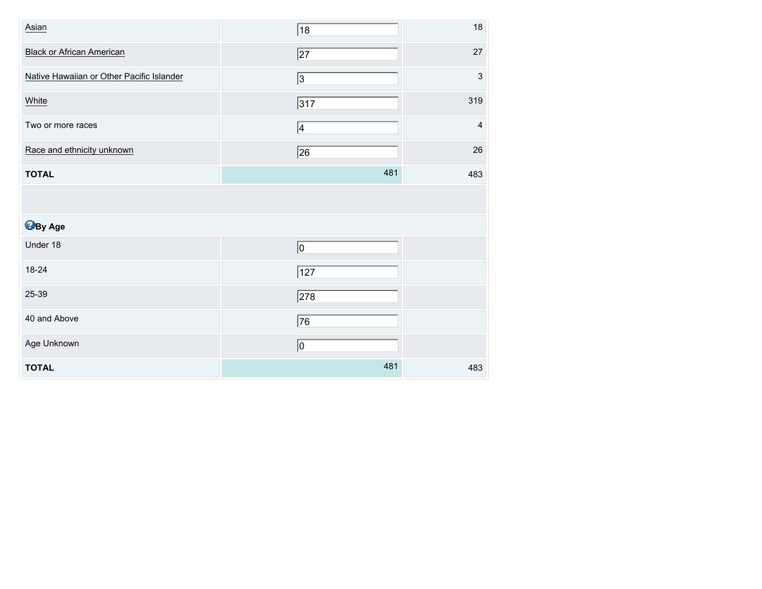| | | |
|---|---|---|
| Asian | 18 | 18 |
| Black or African American | 27 | 27 |
| Native Hawaiian or Other Pacific Islander | 3 | 3 |
| White | 317 | 319 |
| Two or more races | 4 | 4 |
| Race and ethnicity unknown | 26 | 26 |
| **TOTAL** | 481 | 483 |
| | | |
| **By Age** | | |
| Under 18 | 0 | |
| 18-24 | 127 | |
| 25-39 | 278 | |
| 40 and Above | 76 | |
| Age Unknown | 0 | |
| **TOTAL** | 481 | 483 |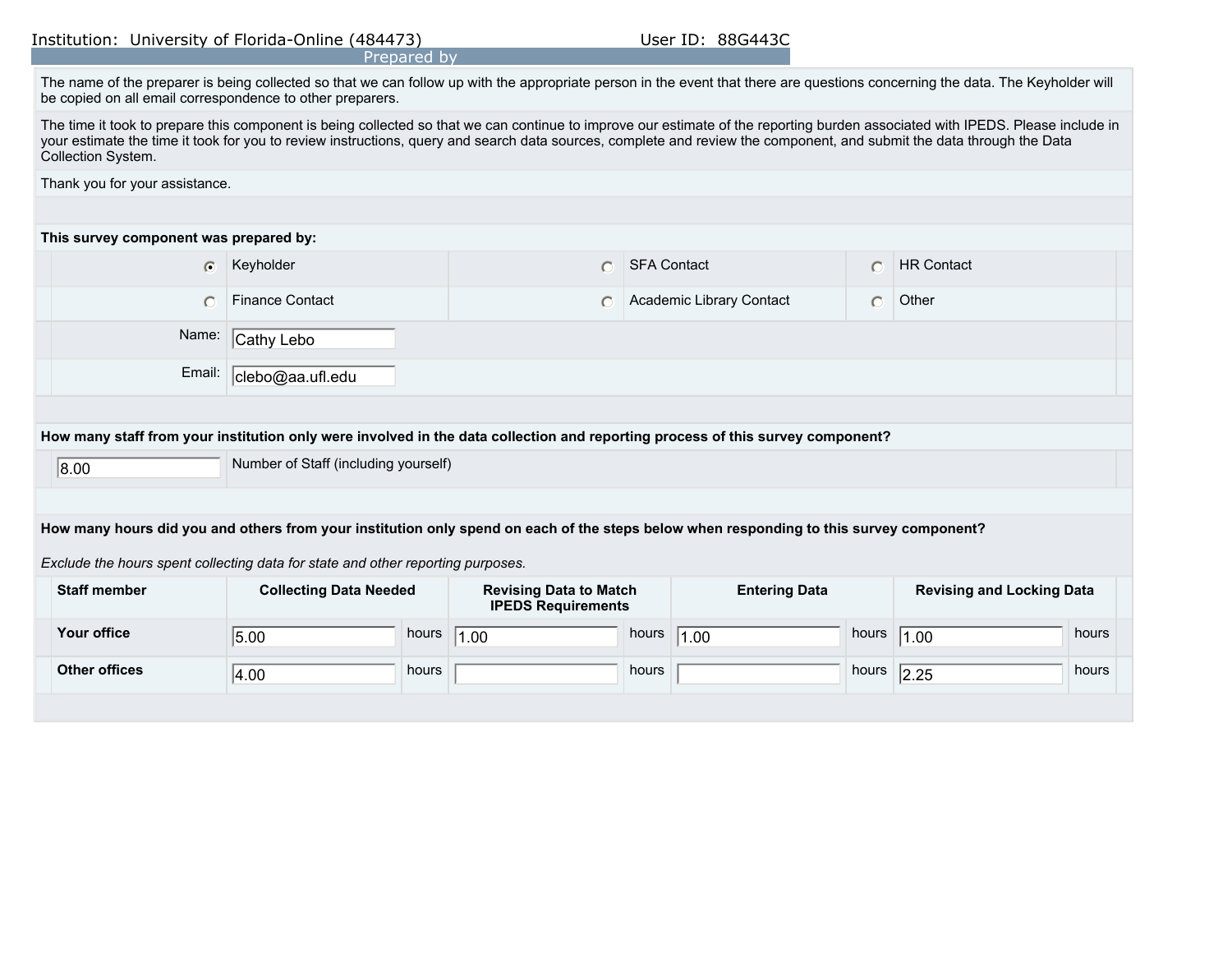Institution: University of Florida-Online (484473) User ID: 88G443C

## Prepared by

The name of the preparer is being collected so that we can follow up with the appropriate person in the event that there are questions concerning the data. The Keyholder will be copied on all email correspondence to other preparers.

The time it took to prepare this component is being collected so that we can continue to improve our estimate of the reporting burden associated with IPEDS. Please include in your estimate the time it took for you to review instructions, query and search data sources, complete and review the component, and submit the data through the Data Collection System.

Thank you for your assistance.

**This survey component was prepared by:**

| | | |
|---|---|---|
| (●) Keyholder | ( ) SFA Contact | ( ) HR Contact |
| ( ) Finance Contact | ( ) Academic Library Contact | ( ) Other |

Name: Cathy Lebo

Email: clebo@aa.ufl.edu

**How many staff from your institution only were involved in the data collection and reporting process of this survey component?**

8.00 Number of Staff (including yourself)

**How many hours did you and others from your institution only spend on each of the steps below when responding to this survey component?**

*Exclude the hours spent collecting data for state and other reporting purposes.*

| Staff member | Collecting Data Needed | Revising Data to Match IPEDS Requirements | Entering Data | Revising and Locking Data |
|---|---|---|---|---|
| Your office | 5.00 hours | 1.00 hours | 1.00 hours | 1.00 hours |
| Other offices | 4.00 hours | hours | hours | 2.25 hours |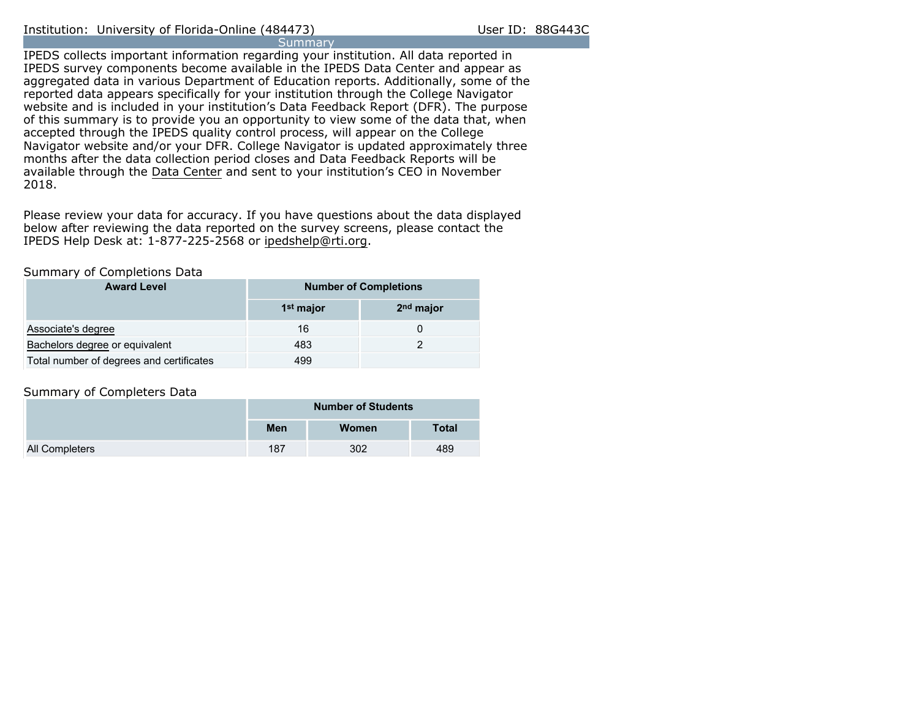Institution: University of Florida-Online (484473) User ID: 88G443C

## Summary

IPEDS collects important information regarding your institution. All data reported in IPEDS survey components become available in the IPEDS Data Center and appear as aggregated data in various Department of Education reports. Additionally, some of the reported data appears specifically for your institution through the College Navigator website and is included in your institution's Data Feedback Report (DFR). The purpose of this summary is to provide you an opportunity to view some of the data that, when accepted through the IPEDS quality control process, will appear on the College Navigator website and/or your DFR. College Navigator is updated approximately three months after the data collection period closes and Data Feedback Reports will be available through the Data Center and sent to your institution's CEO in November 2018.

Please review your data for accuracy. If you have questions about the data displayed below after reviewing the data reported on the survey screens, please contact the IPEDS Help Desk at: 1-877-225-2568 or ipedshelp@rti.org.

### Summary of Completions Data

| Award Level | Number of Completions | |
|---|---|---|
| | 1st major | 2nd major |
| Associate's degree | 16 | 0 |
| Bachelors degree or equivalent | 483 | 2 |
| Total number of degrees and certificates | 499 | |

### Summary of Completers Data

| | Number of Students | | |
|---|---|---|---|
| | Men | Women | Total |
| All Completers | 187 | 302 | 489 |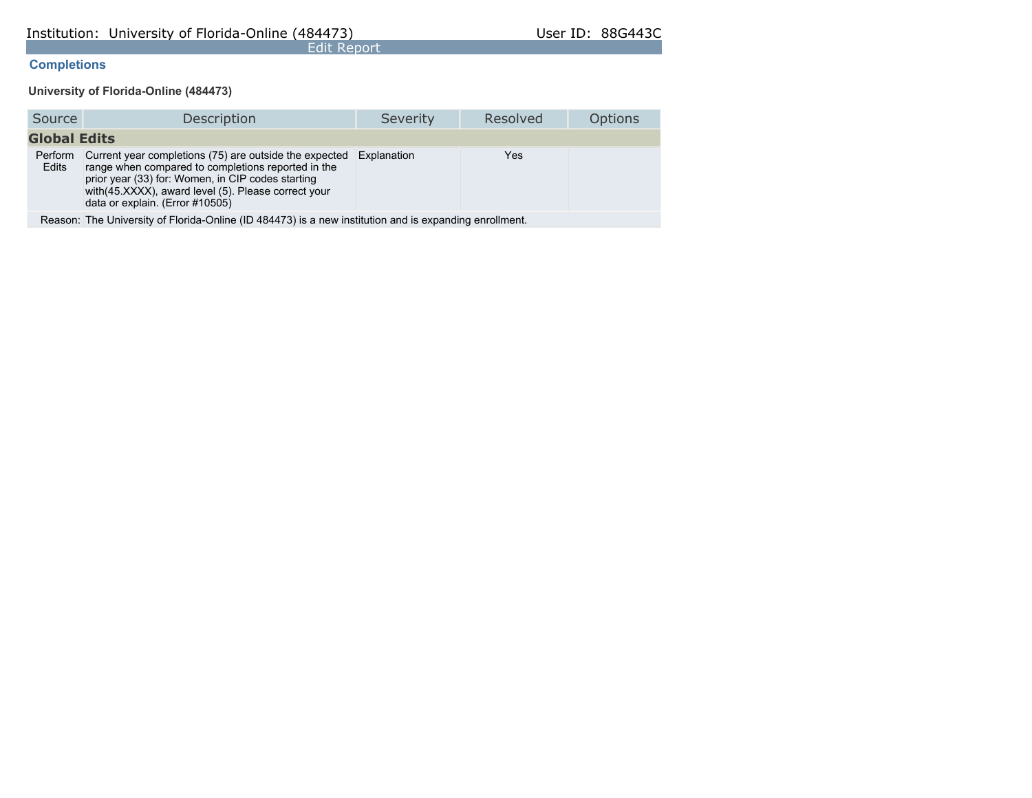Institution: University of Florida-Online (484473) User ID: 88G443C

Edit Report

## Completions

**University of Florida-Online (484473)**

| Source | Description | Severity | Resolved | Options |
|---|---|---|---|---|
| **Global Edits** | | | | |
| Perform Edits | Current year completions (75) are outside the expected range when compared to completions reported in the prior year (33) for: Women, in CIP codes starting with(45.XXXX), award level (5). Please correct your data or explain. (Error #10505) | Explanation | Yes | |
| Reason: | The University of Florida-Online (ID 484473) is a new institution and is expanding enrollment. | | | |